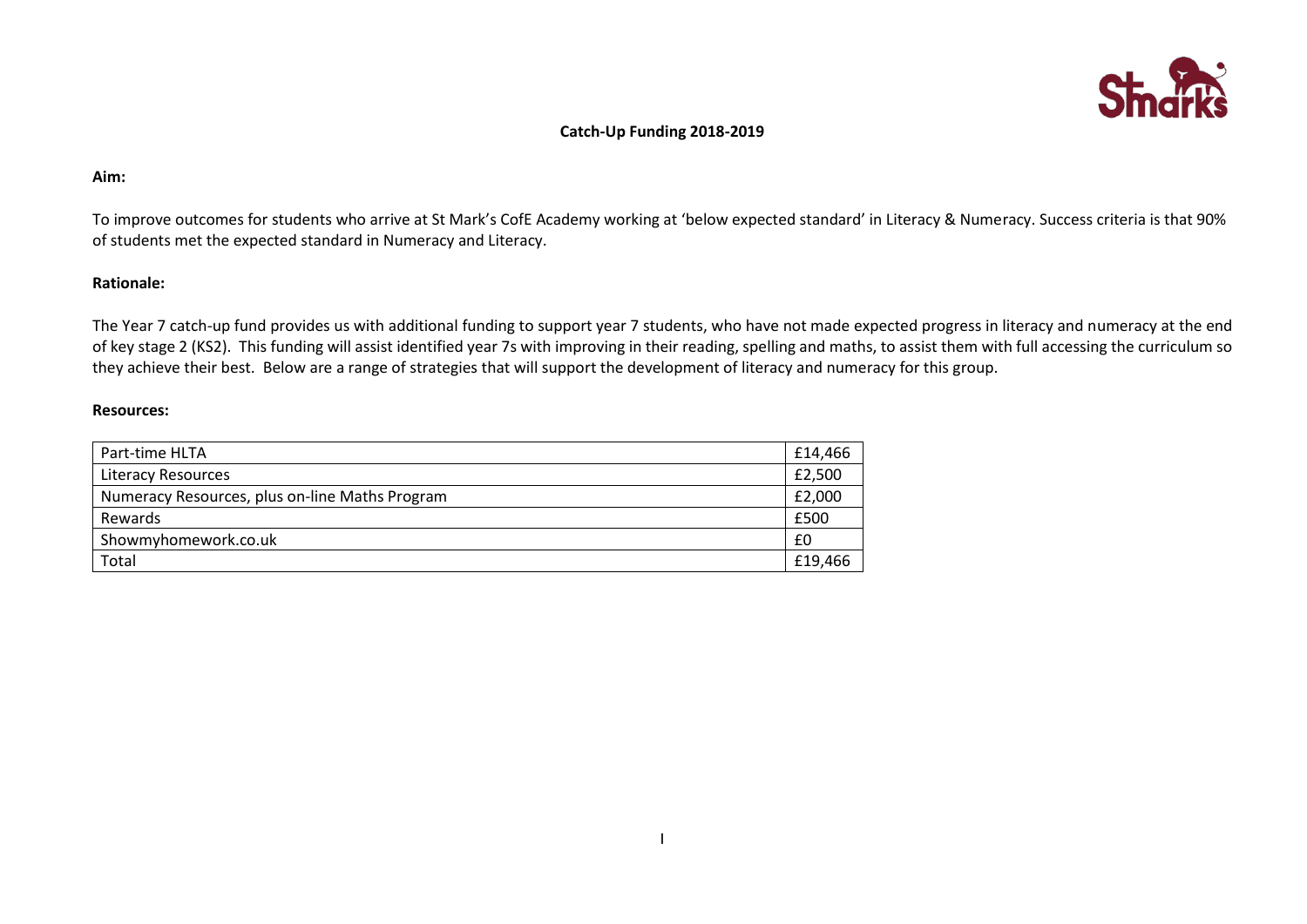# Catch-Up Funding 2018-2019

**Aim:**

To improve outcomes for students who arrive at St Mark's CofE Academy working at 'below expected standard' in Literacy & Numeracy. Success criteria is that 90% of students met the expected standard in Numeracy and Literacy.

**Rationale:**

The Year 7 catch-up fund provides us with additional funding to support year 7 students, who have not made expected progress in literacy and numeracy at the end of key stage 2 (KS2). This funding will assist identified year 7s with improving in their reading, spelling and maths, to assist them with full accessing the curriculum so they achieve their best. Below are a range of strategies that will support the development of literacy and numeracy for this group.

**Resources:**

| Item | Cost |
|---|---|
| Part-time HLTA | £14,466 |
| Literacy Resources | £2,500 |
| Numeracy Resources, plus on-line Maths Program | £2,000 |
| Rewards | £500 |
| Showmyhomework.co.uk | £0 |
| Total | £19,466 |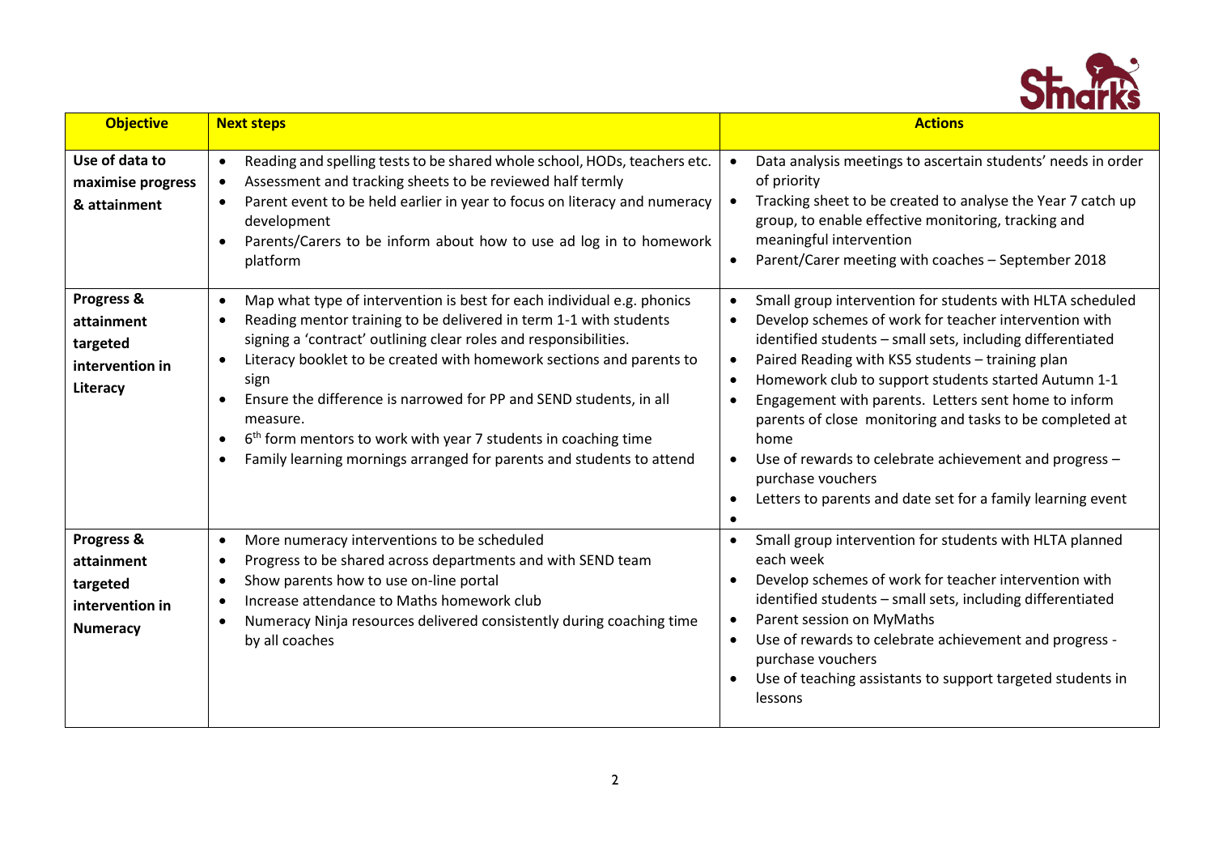| Objective | Next steps | Actions |
|---|---|---|
| **Use of data to maximise progress & attainment** | • Reading and spelling tests to be shared whole school, HODs, teachers etc.<br>• Assessment and tracking sheets to be reviewed half termly<br>• Parent event to be held earlier in year to focus on literacy and numeracy development<br>• Parents/Carers to be inform about how to use ad log in to homework platform | • Data analysis meetings to ascertain students' needs in order of priority<br>• Tracking sheet to be created to analyse the Year 7 catch up group, to enable effective monitoring, tracking and meaningful intervention<br>• Parent/Carer meeting with coaches – September 2018 |
| **Progress & attainment targeted intervention in Literacy** | • Map what type of intervention is best for each individual e.g. phonics<br>• Reading mentor training to be delivered in term 1-1 with students signing a 'contract' outlining clear roles and responsibilities.<br>• Literacy booklet to be created with homework sections and parents to sign<br>• Ensure the difference is narrowed for PP and SEND students, in all measure.<br>• 6th form mentors to work with year 7 students in coaching time<br>• Family learning mornings arranged for parents and students to attend | • Small group intervention for students with HLTA scheduled<br>• Develop schemes of work for teacher intervention with identified students – small sets, including differentiated<br>• Paired Reading with KS5 students – training plan<br>• Homework club to support students started Autumn 1-1<br>• Engagement with parents. Letters sent home to inform parents of close monitoring and tasks to be completed at home<br>• Use of rewards to celebrate achievement and progress – purchase vouchers<br>• Letters to parents and date set for a family learning event<br>• |
| **Progress & attainment targeted intervention in Numeracy** | • More numeracy interventions to be scheduled<br>• Progress to be shared across departments and with SEND team<br>• Show parents how to use on-line portal<br>• Increase attendance to Maths homework club<br>• Numeracy Ninja resources delivered consistently during coaching time by all coaches | • Small group intervention for students with HLTA planned each week<br>• Develop schemes of work for teacher intervention with identified students – small sets, including differentiated<br>• Parent session on MyMaths<br>• Use of rewards to celebrate achievement and progress - purchase vouchers<br>• Use of teaching assistants to support targeted students in lessons |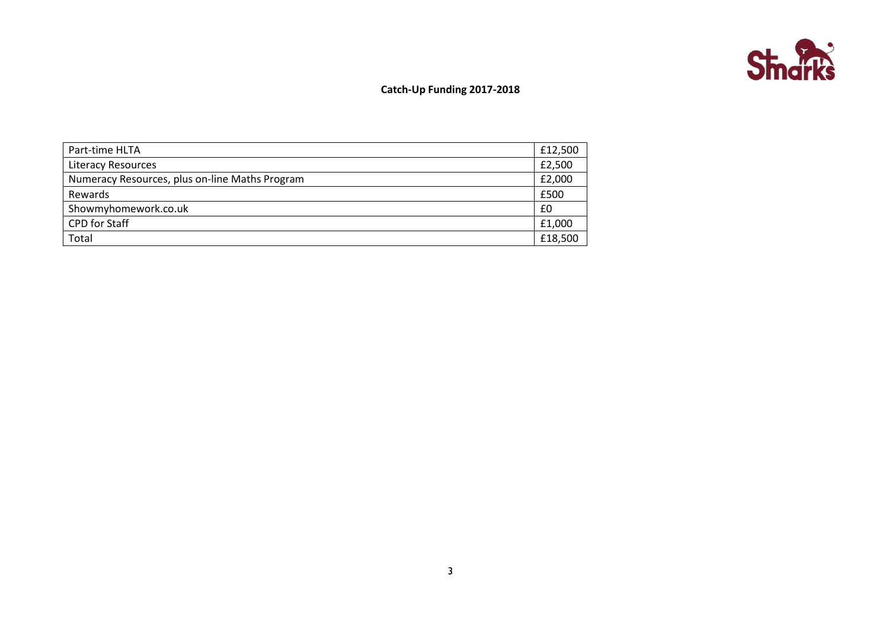**Catch-Up Funding 2017-2018**

| | |
|---|---|
| Part-time HLTA | £12,500 |
| Literacy Resources | £2,500 |
| Numeracy Resources, plus on-line Maths Program | £2,000 |
| Rewards | £500 |
| Showmyhomework.co.uk | £0 |
| CPD for Staff | £1,000 |
| Total | £18,500 |